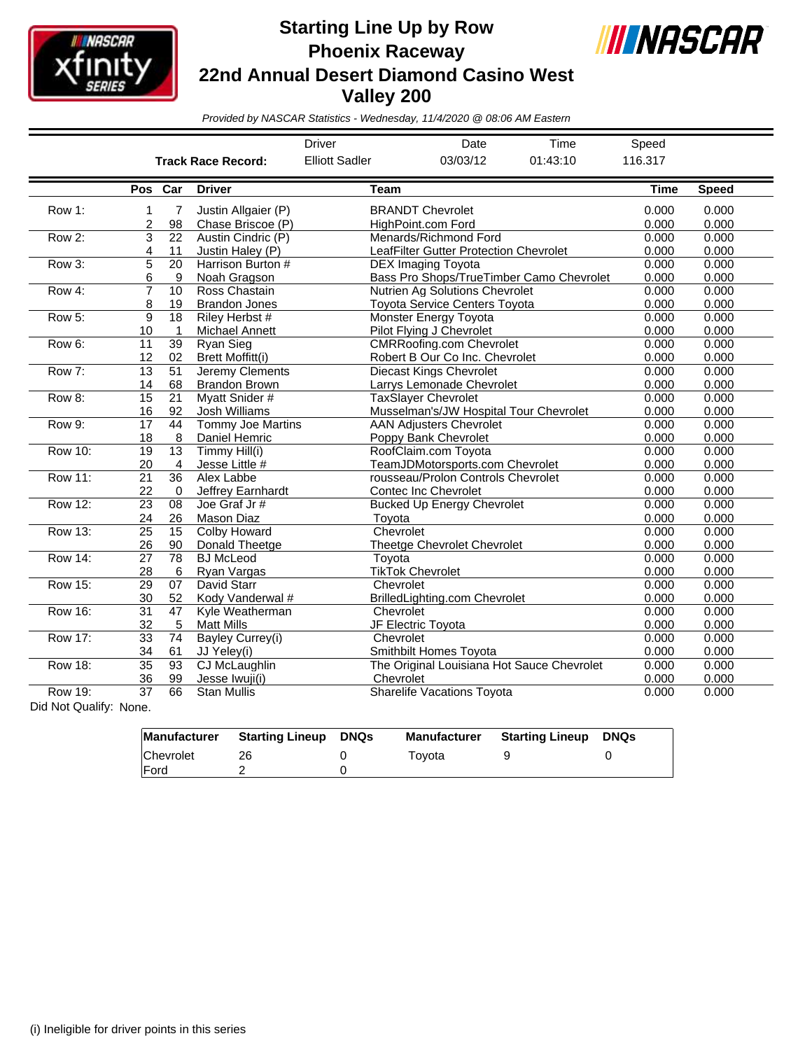# Starting Line Up by Row
## Phoenix Raceway
## 22nd Annual Desert Diamond Casino West Valley 200

*Provided by NASCAR Statistics - Wednesday, 11/4/2020 @ 08:06 AM Eastern*

| | Driver | Date | Time | Speed |
|---|---|---|---|---|
| **Track Race Record:** | Elliott Sadler | 03/03/12 | 01:43:10 | 116.317 |

| | Pos | Car | Driver | Team | Time | Speed |
|---|---|---|---|---|---|---|
| Row 1: | 1 | 7 | Justin Allgaier (P) | BRANDT Chevrolet | 0.000 | 0.000 |
| | 2 | 98 | Chase Briscoe (P) | HighPoint.com Ford | 0.000 | 0.000 |
| Row 2: | 3 | 22 | Austin Cindric (P) | Menards/Richmond Ford | 0.000 | 0.000 |
| | 4 | 11 | Justin Haley (P) | LeafFilter Gutter Protection Chevrolet | 0.000 | 0.000 |
| Row 3: | 5 | 20 | Harrison Burton # | DEX Imaging Toyota | 0.000 | 0.000 |
| | 6 | 9 | Noah Gragson | Bass Pro Shops/TrueTimber Camo Chevrolet | 0.000 | 0.000 |
| Row 4: | 7 | 10 | Ross Chastain | Nutrien Ag Solutions Chevrolet | 0.000 | 0.000 |
| | 8 | 19 | Brandon Jones | Toyota Service Centers Toyota | 0.000 | 0.000 |
| Row 5: | 9 | 18 | Riley Herbst # | Monster Energy Toyota | 0.000 | 0.000 |
| | 10 | 1 | Michael Annett | Pilot Flying J Chevrolet | 0.000 | 0.000 |
| Row 6: | 11 | 39 | Ryan Sieg | CMRRoofing.com Chevrolet | 0.000 | 0.000 |
| | 12 | 02 | Brett Moffitt(i) | Robert B Our Co Inc. Chevrolet | 0.000 | 0.000 |
| Row 7: | 13 | 51 | Jeremy Clements | Diecast Kings Chevrolet | 0.000 | 0.000 |
| | 14 | 68 | Brandon Brown | Larrys Lemonade Chevrolet | 0.000 | 0.000 |
| Row 8: | 15 | 21 | Myatt Snider # | TaxSlayer Chevrolet | 0.000 | 0.000 |
| | 16 | 92 | Josh Williams | Musselman's/JW Hospital Tour Chevrolet | 0.000 | 0.000 |
| Row 9: | 17 | 44 | Tommy Joe Martins | AAN Adjusters Chevrolet | 0.000 | 0.000 |
| | 18 | 8 | Daniel Hemric | Poppy Bank Chevrolet | 0.000 | 0.000 |
| Row 10: | 19 | 13 | Timmy Hill(i) | RoofClaim.com Toyota | 0.000 | 0.000 |
| | 20 | 4 | Jesse Little # | TeamJDMotorsports.com Chevrolet | 0.000 | 0.000 |
| Row 11: | 21 | 36 | Alex Labbe | rousseau/Prolon Controls Chevrolet | 0.000 | 0.000 |
| | 22 | 0 | Jeffrey Earnhardt | Contec Inc Chevrolet | 0.000 | 0.000 |
| Row 12: | 23 | 08 | Joe Graf Jr # | Bucked Up Energy Chevrolet | 0.000 | 0.000 |
| | 24 | 26 | Mason Diaz | Toyota | 0.000 | 0.000 |
| Row 13: | 25 | 15 | Colby Howard | Chevrolet | 0.000 | 0.000 |
| | 26 | 90 | Donald Theetge | Theetge Chevrolet Chevrolet | 0.000 | 0.000 |
| Row 14: | 27 | 78 | BJ McLeod | Toyota | 0.000 | 0.000 |
| | 28 | 6 | Ryan Vargas | TikTok Chevrolet | 0.000 | 0.000 |
| Row 15: | 29 | 07 | David Starr | Chevrolet | 0.000 | 0.000 |
| | 30 | 52 | Kody Vanderwal # | BrilledLighting.com Chevrolet | 0.000 | 0.000 |
| Row 16: | 31 | 47 | Kyle Weatherman | Chevrolet | 0.000 | 0.000 |
| | 32 | 5 | Matt Mills | JF Electric Toyota | 0.000 | 0.000 |
| Row 17: | 33 | 74 | Bayley Currey(i) | Chevrolet | 0.000 | 0.000 |
| | 34 | 61 | JJ Yeley(i) | Smithbilt Homes Toyota | 0.000 | 0.000 |
| Row 18: | 35 | 93 | CJ McLaughlin | The Original Louisiana Hot Sauce Chevrolet | 0.000 | 0.000 |
| | 36 | 99 | Jesse Iwuji(i) | Chevrolet | 0.000 | 0.000 |
| Row 19: | 37 | 66 | Stan Mullis | Sharelife Vacations Toyota | 0.000 | 0.000 |

Did Not Qualify: None.

| Manufacturer | Starting Lineup | DNQs | Manufacturer | Starting Lineup | DNQs |
|---|---|---|---|---|---|
| Chevrolet | 26 | 0 | Toyota | 9 | 0 |
| Ford | 2 | 0 | | | |

(i) Ineligible for driver points in this series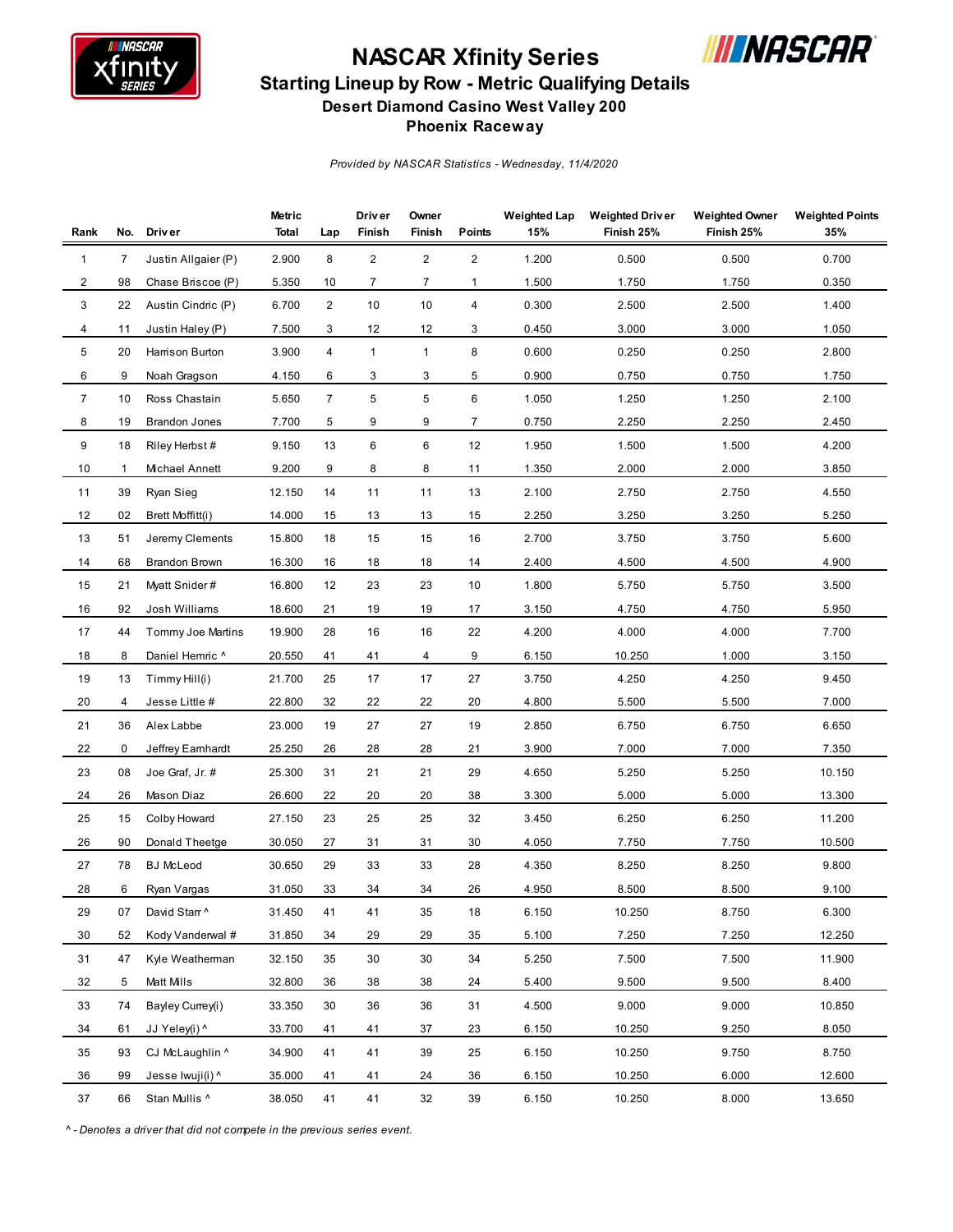# NASCAR Xfinity Series

## Starting Lineup by Row - Metric Qualifying Details

### Desert Diamond Casino West Valley 200

### Phoenix Raceway

*Provided by NASCAR Statistics - Wednesday, 11/4/2020*

| Rank | No. | Driver | Metric Total | Lap | Driver Finish | Owner Finish | Points | Weighted Lap 15% | Weighted Driver Finish 25% | Weighted Owner Finish 25% | Weighted Points 35% |
|---|---|---|---|---|---|---|---|---|---|---|---|
| 1 | 7 | Justin Allgaier (P) | 2.900 | 8 | 2 | 2 | 2 | 1.200 | 0.500 | 0.500 | 0.700 |
| 2 | 98 | Chase Briscoe (P) | 5.350 | 10 | 7 | 7 | 1 | 1.500 | 1.750 | 1.750 | 0.350 |
| 3 | 22 | Austin Cindric (P) | 6.700 | 2 | 10 | 10 | 4 | 0.300 | 2.500 | 2.500 | 1.400 |
| 4 | 11 | Justin Haley (P) | 7.500 | 3 | 12 | 12 | 3 | 0.450 | 3.000 | 3.000 | 1.050 |
| 5 | 20 | Harrison Burton | 3.900 | 4 | 1 | 1 | 8 | 0.600 | 0.250 | 0.250 | 2.800 |
| 6 | 9 | Noah Gragson | 4.150 | 6 | 3 | 3 | 5 | 0.900 | 0.750 | 0.750 | 1.750 |
| 7 | 10 | Ross Chastain | 5.650 | 7 | 5 | 5 | 6 | 1.050 | 1.250 | 1.250 | 2.100 |
| 8 | 19 | Brandon Jones | 7.700 | 5 | 9 | 9 | 7 | 0.750 | 2.250 | 2.250 | 2.450 |
| 9 | 18 | Riley Herbst # | 9.150 | 13 | 6 | 6 | 12 | 1.950 | 1.500 | 1.500 | 4.200 |
| 10 | 1 | Michael Annett | 9.200 | 9 | 8 | 8 | 11 | 1.350 | 2.000 | 2.000 | 3.850 |
| 11 | 39 | Ryan Sieg | 12.150 | 14 | 11 | 11 | 13 | 2.100 | 2.750 | 2.750 | 4.550 |
| 12 | 02 | Brett Moffitt(i) | 14.000 | 15 | 13 | 13 | 15 | 2.250 | 3.250 | 3.250 | 5.250 |
| 13 | 51 | Jeremy Clements | 15.800 | 18 | 15 | 15 | 16 | 2.700 | 3.750 | 3.750 | 5.600 |
| 14 | 68 | Brandon Brown | 16.300 | 16 | 18 | 18 | 14 | 2.400 | 4.500 | 4.500 | 4.900 |
| 15 | 21 | Myatt Snider # | 16.800 | 12 | 23 | 23 | 10 | 1.800 | 5.750 | 5.750 | 3.500 |
| 16 | 92 | Josh Williams | 18.600 | 21 | 19 | 19 | 17 | 3.150 | 4.750 | 4.750 | 5.950 |
| 17 | 44 | Tommy Joe Martins | 19.900 | 28 | 16 | 16 | 22 | 4.200 | 4.000 | 4.000 | 7.700 |
| 18 | 8 | Daniel Hemric ^ | 20.550 | 41 | 41 | 4 | 9 | 6.150 | 10.250 | 1.000 | 3.150 |
| 19 | 13 | Timmy Hill(i) | 21.700 | 25 | 17 | 17 | 27 | 3.750 | 4.250 | 4.250 | 9.450 |
| 20 | 4 | Jesse Little # | 22.800 | 32 | 22 | 22 | 20 | 4.800 | 5.500 | 5.500 | 7.000 |
| 21 | 36 | Alex Labbe | 23.000 | 19 | 27 | 27 | 19 | 2.850 | 6.750 | 6.750 | 6.650 |
| 22 | 0 | Jeffrey Earnhardt | 25.250 | 26 | 28 | 28 | 21 | 3.900 | 7.000 | 7.000 | 7.350 |
| 23 | 08 | Joe Graf, Jr. # | 25.300 | 31 | 21 | 21 | 29 | 4.650 | 5.250 | 5.250 | 10.150 |
| 24 | 26 | Mason Diaz | 26.600 | 22 | 20 | 20 | 38 | 3.300 | 5.000 | 5.000 | 13.300 |
| 25 | 15 | Colby Howard | 27.150 | 23 | 25 | 25 | 32 | 3.450 | 6.250 | 6.250 | 11.200 |
| 26 | 90 | Donald Theetge | 30.050 | 27 | 31 | 31 | 30 | 4.050 | 7.750 | 7.750 | 10.500 |
| 27 | 78 | BJ McLeod | 30.650 | 29 | 33 | 33 | 28 | 4.350 | 8.250 | 8.250 | 9.800 |
| 28 | 6 | Ryan Vargas | 31.050 | 33 | 34 | 34 | 26 | 4.950 | 8.500 | 8.500 | 9.100 |
| 29 | 07 | David Starr ^ | 31.450 | 41 | 41 | 35 | 18 | 6.150 | 10.250 | 8.750 | 6.300 |
| 30 | 52 | Kody Vanderwal # | 31.850 | 34 | 29 | 29 | 35 | 5.100 | 7.250 | 7.250 | 12.250 |
| 31 | 47 | Kyle Weatherman | 32.150 | 35 | 30 | 30 | 34 | 5.250 | 7.500 | 7.500 | 11.900 |
| 32 | 5 | Matt Mills | 32.800 | 36 | 38 | 38 | 24 | 5.400 | 9.500 | 9.500 | 8.400 |
| 33 | 74 | Bayley Currey(i) | 33.350 | 30 | 36 | 36 | 31 | 4.500 | 9.000 | 9.000 | 10.850 |
| 34 | 61 | JJ Yeley(i) ^ | 33.700 | 41 | 41 | 37 | 23 | 6.150 | 10.250 | 9.250 | 8.050 |
| 35 | 93 | CJ McLaughlin ^ | 34.900 | 41 | 41 | 39 | 25 | 6.150 | 10.250 | 9.750 | 8.750 |
| 36 | 99 | Jesse Iwuji(i) ^ | 35.000 | 41 | 41 | 24 | 36 | 6.150 | 10.250 | 6.000 | 12.600 |
| 37 | 66 | Stan Mullis ^ | 38.050 | 41 | 41 | 32 | 39 | 6.150 | 10.250 | 8.000 | 13.650 |

*^ - Denotes a driver that did not compete in the previous series event.*